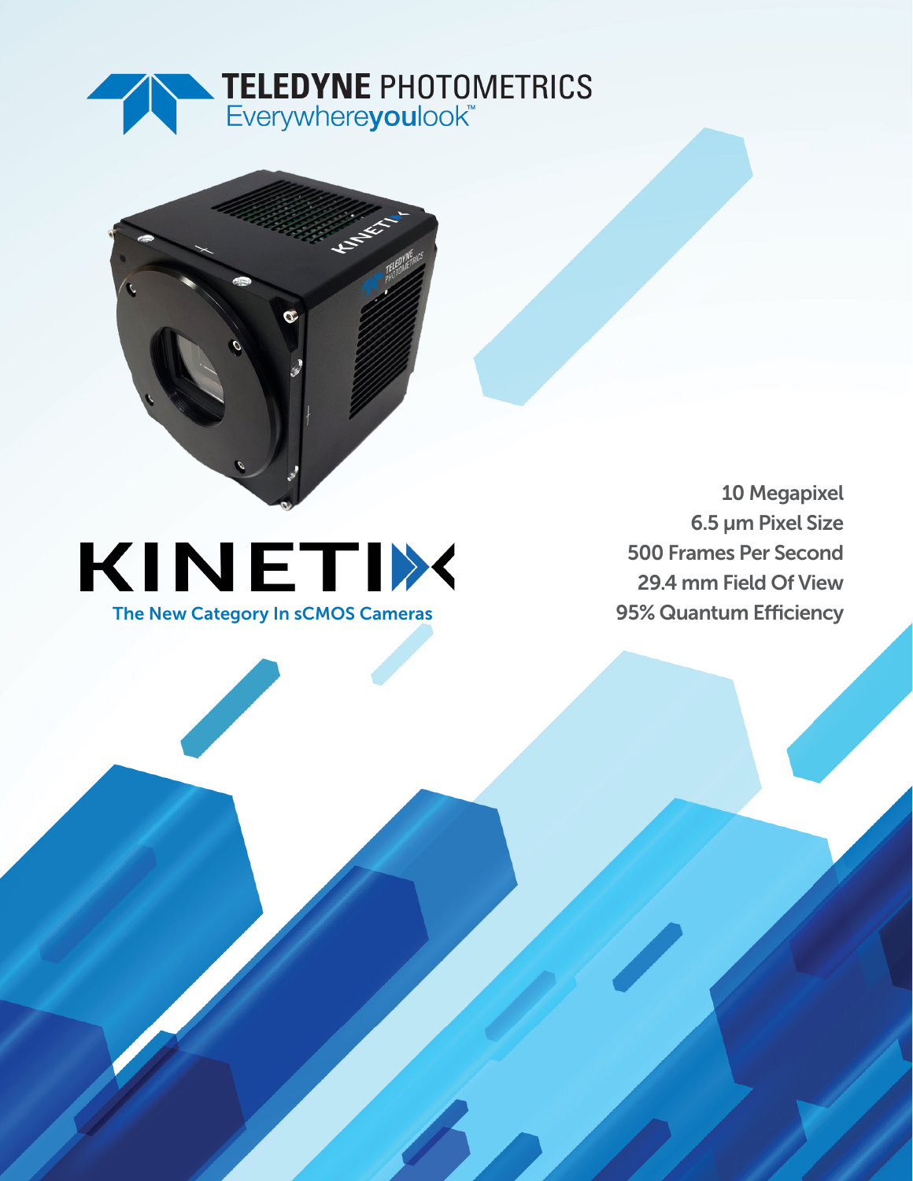TELEDYNE PHOTOMETRICS
Everywhere**you**look™

# KINETIX

The New Category In sCMOS Cameras

10 Megapixel
6.5 µm Pixel Size
500 Frames Per Second
29.4 mm Field Of View
95% Quantum Efficiency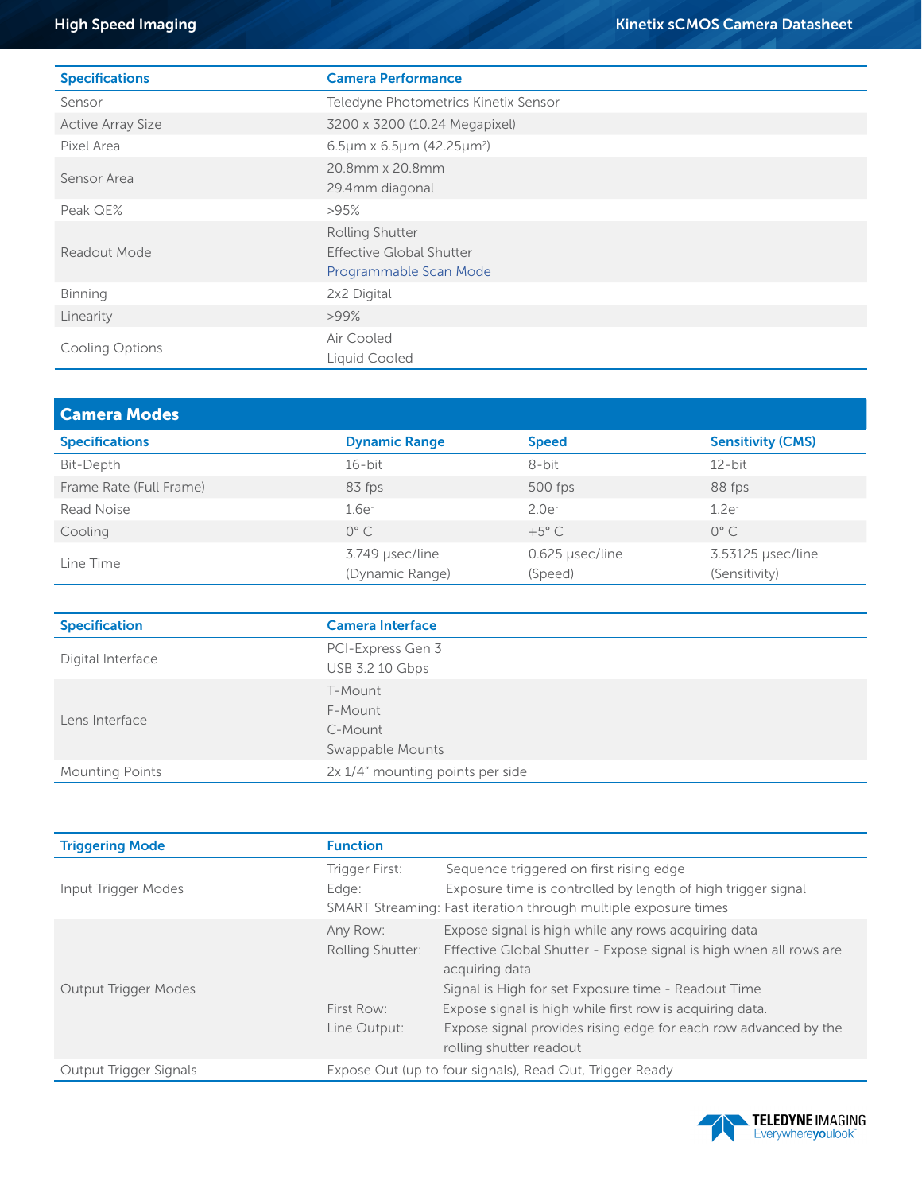| Specifications | Camera Performance |
|---|---|
| Sensor | Teledyne Photometrics Kinetix Sensor |
| Active Array Size | 3200 x 3200 (10.24 Megapixel) |
| Pixel Area | 6.5µm x 6.5µm (42.25µm²) |
| Sensor Area | 20.8mm x 20.8mm<br>29.4mm diagonal |
| Peak QE% | >95% |
| Readout Mode | Rolling Shutter<br>Effective Global Shutter<br>Programmable Scan Mode |
| Binning | 2x2 Digital |
| Linearity | >99% |
| Cooling Options | Air Cooled<br>Liquid Cooled |

## Camera Modes

| Specifications | Dynamic Range | Speed | Sensitivity (CMS) |
|---|---|---|---|
| Bit-Depth | 16-bit | 8-bit | 12-bit |
| Frame Rate (Full Frame) | 83 fps | 500 fps | 88 fps |
| Read Noise | 1.6e- | 2.0e- | 1.2e- |
| Cooling | 0° C | +5° C | 0° C |
| Line Time | 3.749 µsec/line (Dynamic Range) | 0.625 µsec/line (Speed) | 3.53125 µsec/line (Sensitivity) |

| Specification | Camera Interface |
|---|---|
| Digital Interface | PCI-Express Gen 3<br>USB 3.2 10 Gbps |
| Lens Interface | T-Mount<br>F-Mount<br>C-Mount<br>Swappable Mounts |
| Mounting Points | 2x 1/4" mounting points per side |

| Triggering Mode | Function |
|---|---|
| Input Trigger Modes | Trigger First: Sequence triggered on first rising edge<br>Edge: Exposure time is controlled by length of high trigger signal<br>SMART Streaming: Fast iteration through multiple exposure times |
| Output Trigger Modes | Any Row: Expose signal is high while any rows acquiring data<br>Rolling Shutter: Effective Global Shutter - Expose signal is high when all rows are acquiring data<br>Signal is High for set Exposure time - Readout Time<br>First Row: Expose signal is high while first row is acquiring data.<br>Line Output: Expose signal provides rising edge for each row advanced by the rolling shutter readout |
| Output Trigger Signals | Expose Out (up to four signals), Read Out, Trigger Ready |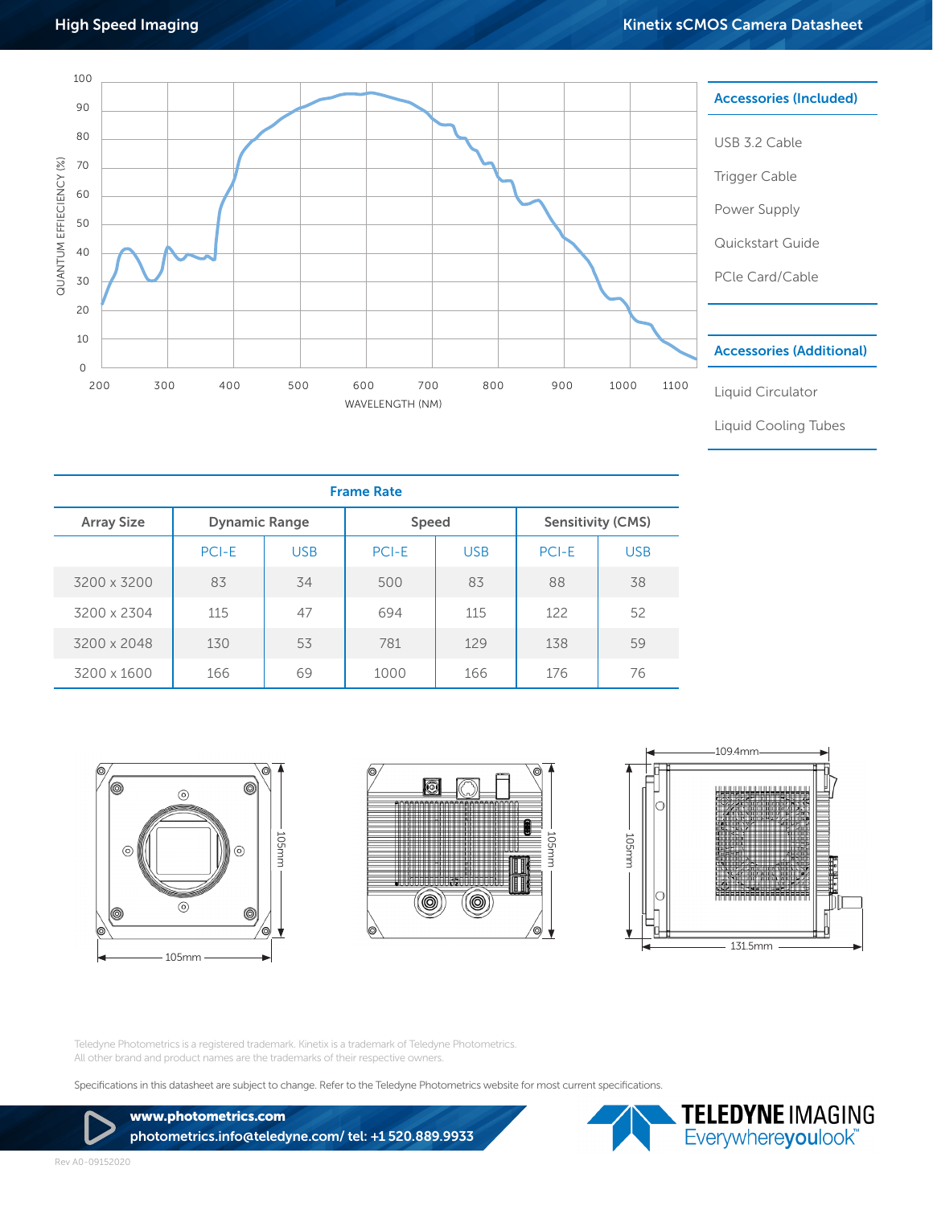QUANTUM EFFIECIENCY (%)

100
90
80
70
60
50
40
30
20
10
0

200 300 400 500 600 700 800 900 1000 1100

WAVELENGTH (NM)

## Accessories (Included)

USB 3.2 Cable

Trigger Cable

Power Supply

Quickstart Guide

PCIe Card/Cable

## Accessories (Additional)

Liquid Circulator

Liquid Cooling Tubes

## Frame Rate

| Array Size | Dynamic Range | | Speed | | Sensitivity (CMS) | |
|---|---|---|---|---|---|---|
| | PCI-E | USB | PCI-E | USB | PCI-E | USB |
| 3200 x 3200 | 83 | 34 | 500 | 83 | 88 | 38 |
| 3200 x 2304 | 115 | 47 | 694 | 115 | 122 | 52 |
| 3200 x 2048 | 130 | 53 | 781 | 129 | 138 | 59 |
| 3200 x 1600 | 166 | 69 | 1000 | 166 | 176 | 76 |

105mm

105mm

105mm

109.4mm

105mm

131.5mm

Teledyne Photometrics is a registered trademark. Kinetix is a trademark of Teledyne Photometrics.
All other brand and product names are the trademarks of their respective owners.

Specifications in this datasheet are subject to change. Refer to the Teledyne Photometrics website for most current specifications.

**www.photometrics.com**
**photometrics.info@teledyne.com/ tel: +1 520.889.9933**

TELEDYNE IMAGING
Everywhereyoulook™

Rev A0-09152020